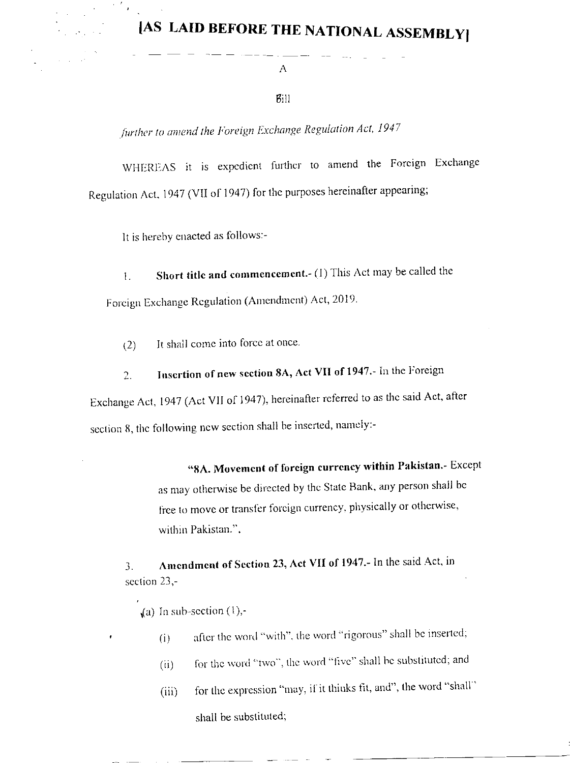# [AS LAID BEFORE THE NATIONAL ASSEMBLY]

A

Bill

*further to amend the Foreign Exchange Regulation Act, 1947*

WHEREAS it is expedient further to amend the Foreign Exchange Regulation Act, 1947 (VII of 1947) for the purposes hereinafter appearing;

It is hereby enacted as follows:-

1. **Short title and commencement.**- (1) This Act may be called the Foreign Exchange Regulation (Amendment) Act, 2019.

(2) It shall come into force at once.

2. **Insertion of new section 8A, Act VII of 1947.**- In the Foreign Exchange Act, 1947 (Act VII of 1947), hereinafter referred to as the said Act, after section 8, the following new section shall be inserted, namely:-

> "**8A. Movement of foreign currency within Pakistan.**- Except as may otherwise be directed by the State Bank, any person shall be free to move or transfer foreign currency, physically or otherwise, within Pakistan.".

3. **Amendment of Section 23, Act VII of 1947.**- In the said Act, in section 23,-

(a) In sub-section (1),-

(i) after the word "with", the word "rigorous" shall be inserted;

(ii) for the word "two", the word "five" shall be substituted; and

(iii) for the expression "may, if it thinks fit, and", the word "shall" shall be substituted;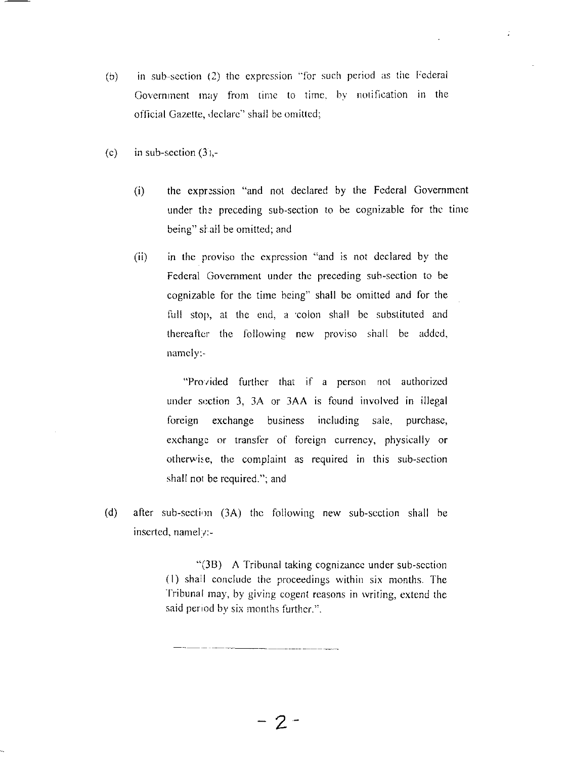(b) in sub-section (2) the expression "for such period as the Federal Government may from time to time, by notification in the official Gazette, declare" shall be omitted;

(c) in sub-section (3),-

(i) the expression "and not declared by the Federal Government under the preceding sub-section to be cognizable for the time being" shall be omitted; and

(ii) in the proviso the expression "and is not declared by the Federal Government under the preceding sub-section to be cognizable for the time being" shall be omitted and for the full stop, at the end, a colon shall be substituted and thereafter the following new proviso shall be added, namely:-

> "Provided further that if a person not authorized under section 3, 3A or 3AA is found involved in illegal foreign exchange business including sale, purchase, exchange or transfer of foreign currency, physically or otherwise, the complaint as required in this sub-section shall not be required."; and

(d) after sub-section (3A) the following new sub-section shall be inserted, namely:-

> "(3B) A Tribunal taking cognizance under sub-section (1) shall conclude the proceedings within six months. The Tribunal may, by giving cogent reasons in writing, extend the said period by six months further.".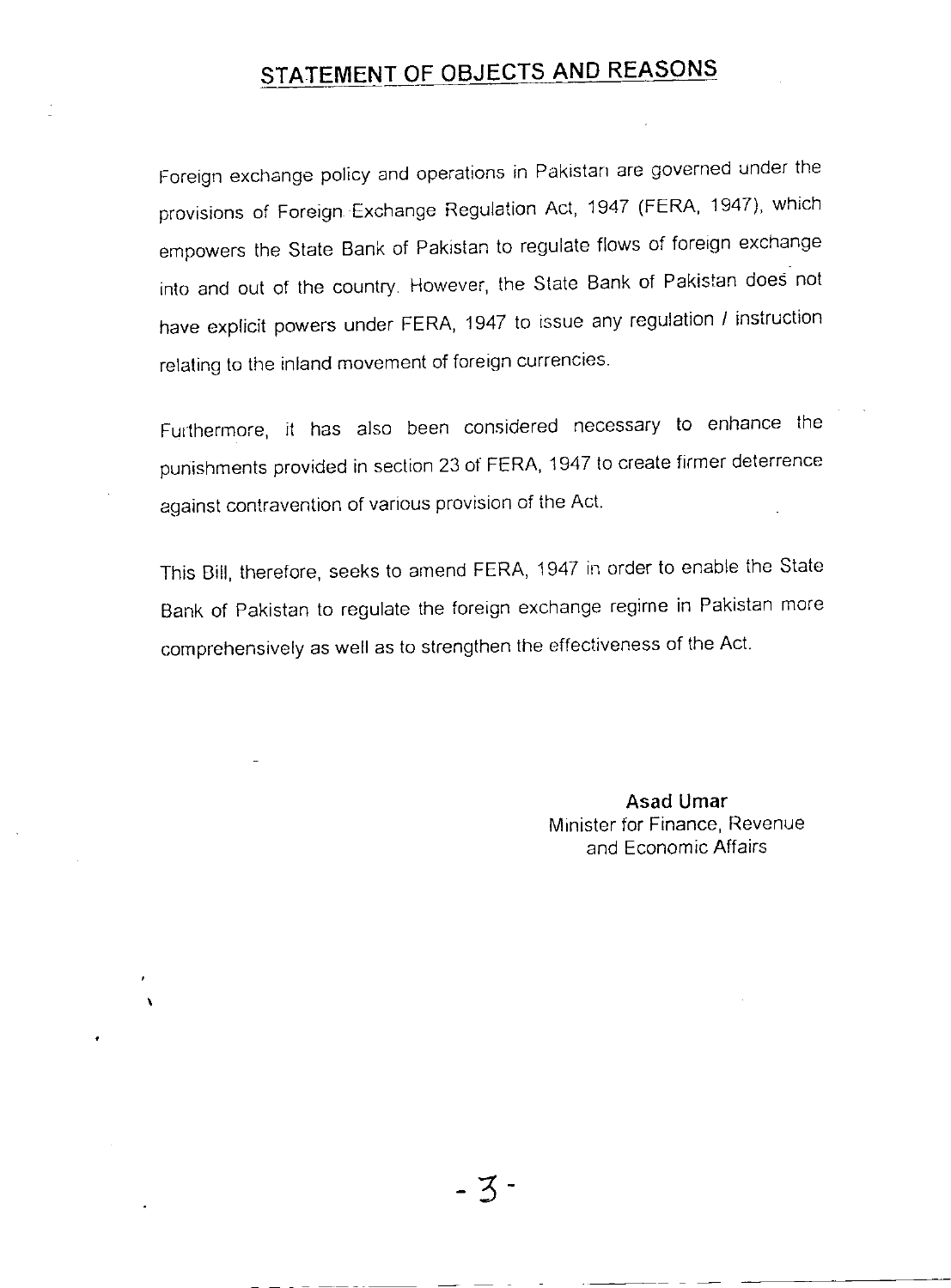# STATEMENT OF OBJECTS AND REASONS

Foreign exchange policy and operations in Pakistan are governed under the provisions of Foreign Exchange Regulation Act, 1947 (FERA, 1947), which empowers the State Bank of Pakistan to regulate flows of foreign exchange into and out of the country. However, the State Bank of Pakistan does not have explicit powers under FERA, 1947 to issue any regulation / instruction relating to the inland movement of foreign currencies.

Furthermore, it has also been considered necessary to enhance the punishments provided in section 23 of FERA, 1947 to create firmer deterrence against contravention of various provision of the Act.

This Bill, therefore, seeks to amend FERA, 1947 in order to enable the State Bank of Pakistan to regulate the foreign exchange regime in Pakistan more comprehensively as well as to strengthen the effectiveness of the Act.

**Asad Umar**
Minister for Finance, Revenue
and Economic Affairs